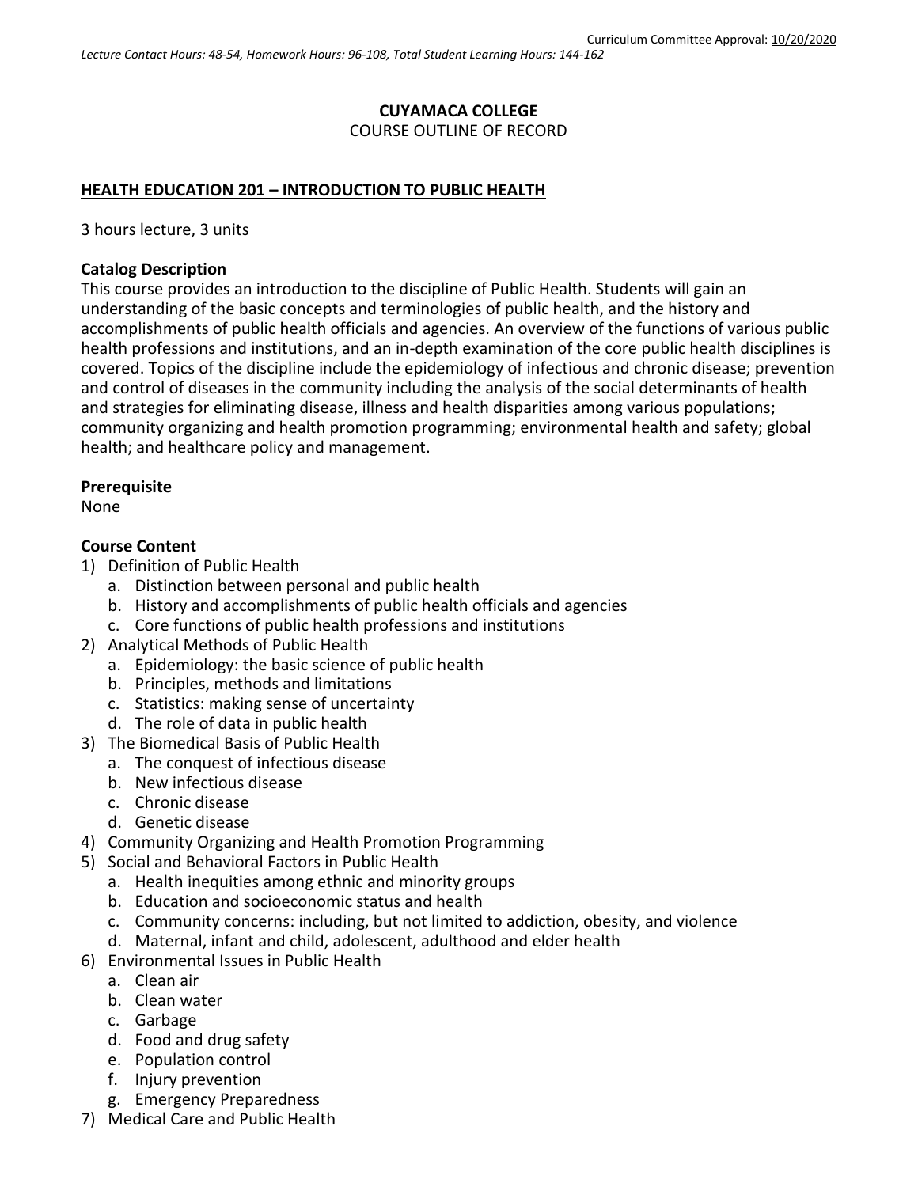Curriculum Committee Approval: 10/20/2020

*Lecture Contact Hours: 48-54, Homework Hours: 96-108, Total Student Learning Hours: 144-162*

**CUYAMACA COLLEGE**

COURSE OUTLINE OF RECORD

## HEALTH EDUCATION 201 – INTRODUCTION TO PUBLIC HEALTH

3 hours lecture, 3 units

**Catalog Description**

This course provides an introduction to the discipline of Public Health. Students will gain an understanding of the basic concepts and terminologies of public health, and the history and accomplishments of public health officials and agencies. An overview of the functions of various public health professions and institutions, and an in-depth examination of the core public health disciplines is covered. Topics of the discipline include the epidemiology of infectious and chronic disease; prevention and control of diseases in the community including the analysis of the social determinants of health and strategies for eliminating disease, illness and health disparities among various populations; community organizing and health promotion programming; environmental health and safety; global health; and healthcare policy and management.

**Prerequisite**

None

**Course Content**

1) Definition of Public Health
   a. Distinction between personal and public health
   b. History and accomplishments of public health officials and agencies
   c. Core functions of public health professions and institutions
2) Analytical Methods of Public Health
   a. Epidemiology: the basic science of public health
   b. Principles, methods and limitations
   c. Statistics: making sense of uncertainty
   d. The role of data in public health
3) The Biomedical Basis of Public Health
   a. The conquest of infectious disease
   b. New infectious disease
   c. Chronic disease
   d. Genetic disease
4) Community Organizing and Health Promotion Programming
5) Social and Behavioral Factors in Public Health
   a. Health inequities among ethnic and minority groups
   b. Education and socioeconomic status and health
   c. Community concerns: including, but not limited to addiction, obesity, and violence
   d. Maternal, infant and child, adolescent, adulthood and elder health
6) Environmental Issues in Public Health
   a. Clean air
   b. Clean water
   c. Garbage
   d. Food and drug safety
   e. Population control
   f. Injury prevention
   g. Emergency Preparedness
7) Medical Care and Public Health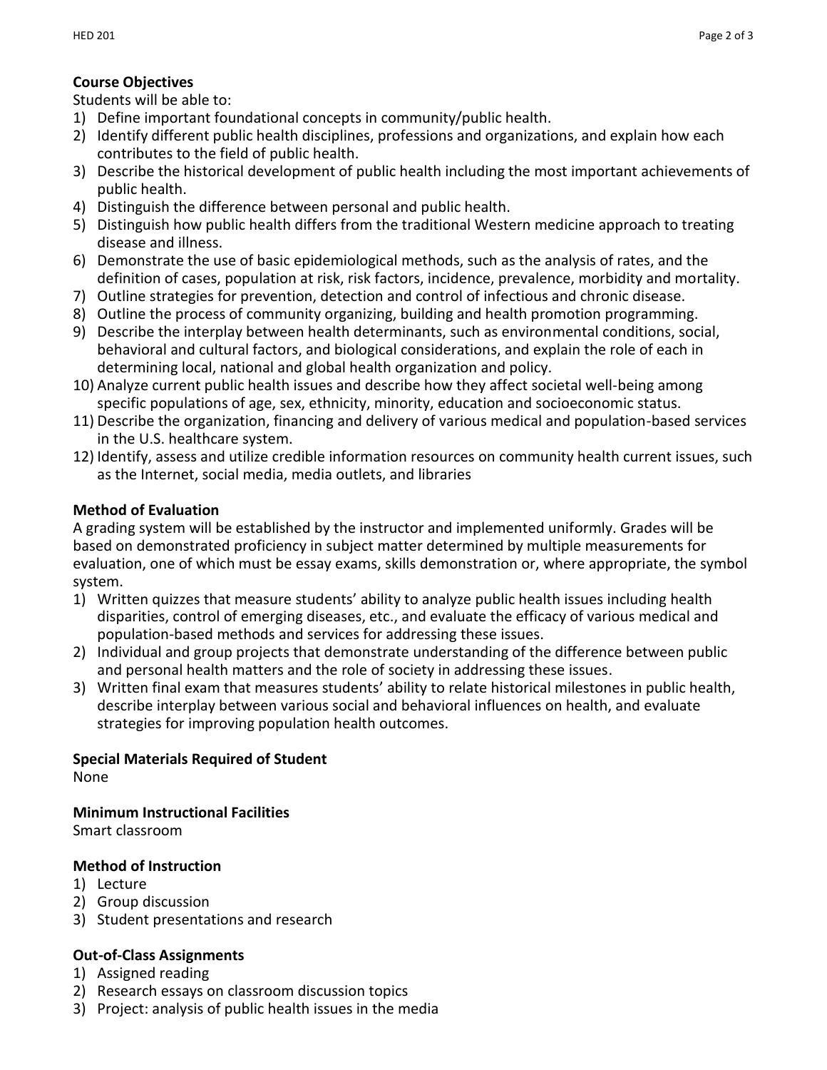**Course Objectives**

Students will be able to:

1) Define important foundational concepts in community/public health.
2) Identify different public health disciplines, professions and organizations, and explain how each contributes to the field of public health.
3) Describe the historical development of public health including the most important achievements of public health.
4) Distinguish the difference between personal and public health.
5) Distinguish how public health differs from the traditional Western medicine approach to treating disease and illness.
6) Demonstrate the use of basic epidemiological methods, such as the analysis of rates, and the definition of cases, population at risk, risk factors, incidence, prevalence, morbidity and mortality.
7) Outline strategies for prevention, detection and control of infectious and chronic disease.
8) Outline the process of community organizing, building and health promotion programming.
9) Describe the interplay between health determinants, such as environmental conditions, social, behavioral and cultural factors, and biological considerations, and explain the role of each in determining local, national and global health organization and policy.
10) Analyze current public health issues and describe how they affect societal well-being among specific populations of age, sex, ethnicity, minority, education and socioeconomic status.
11) Describe the organization, financing and delivery of various medical and population-based services in the U.S. healthcare system.
12) Identify, assess and utilize credible information resources on community health current issues, such as the Internet, social media, media outlets, and libraries

**Method of Evaluation**

A grading system will be established by the instructor and implemented uniformly. Grades will be based on demonstrated proficiency in subject matter determined by multiple measurements for evaluation, one of which must be essay exams, skills demonstration or, where appropriate, the symbol system.

1) Written quizzes that measure students' ability to analyze public health issues including health disparities, control of emerging diseases, etc., and evaluate the efficacy of various medical and population-based methods and services for addressing these issues.
2) Individual and group projects that demonstrate understanding of the difference between public and personal health matters and the role of society in addressing these issues.
3) Written final exam that measures students' ability to relate historical milestones in public health, describe interplay between various social and behavioral influences on health, and evaluate strategies for improving population health outcomes.

**Special Materials Required of Student**

None

**Minimum Instructional Facilities**

Smart classroom

**Method of Instruction**

1) Lecture
2) Group discussion
3) Student presentations and research

**Out-of-Class Assignments**

1) Assigned reading
2) Research essays on classroom discussion topics
3) Project: analysis of public health issues in the media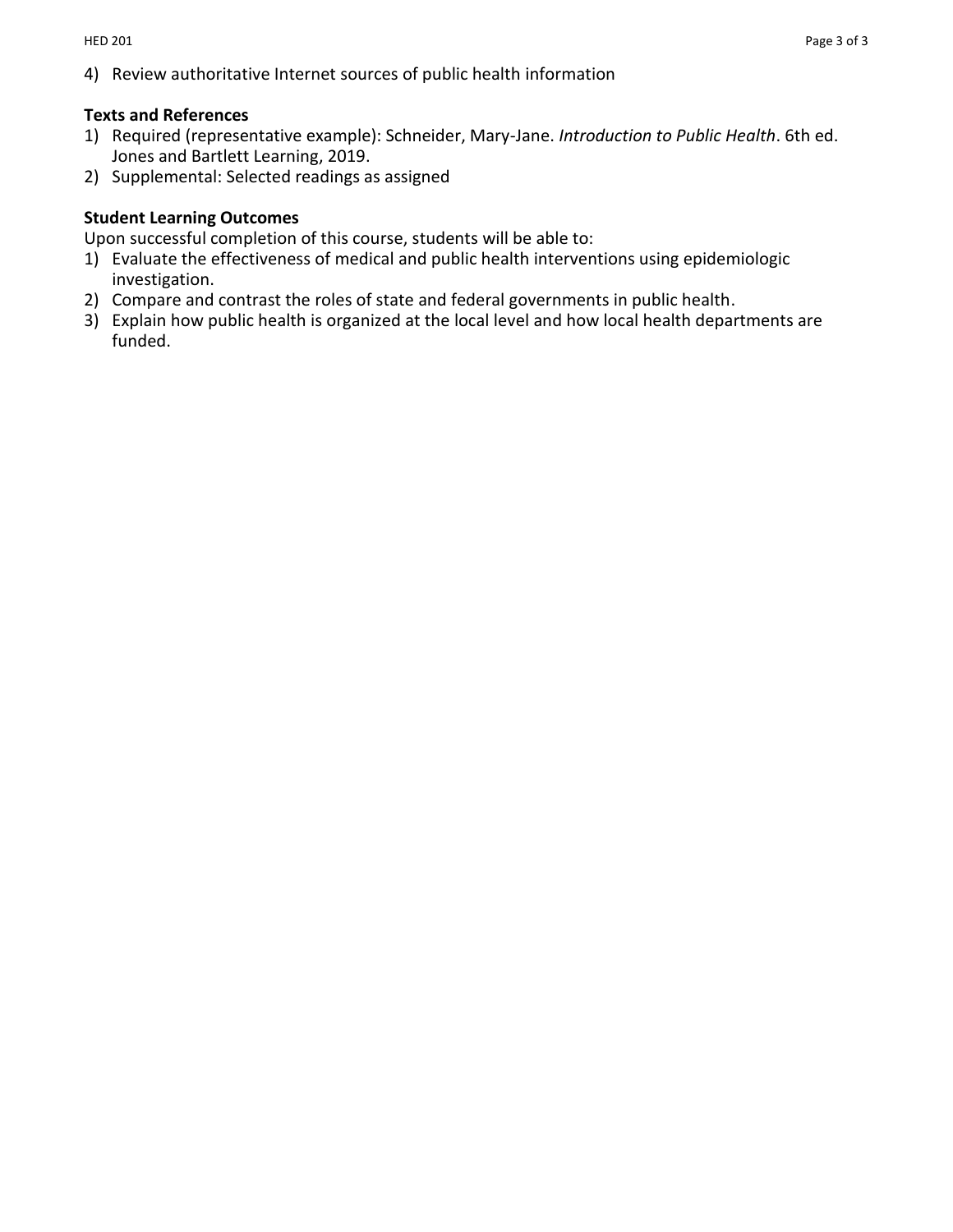4) Review authoritative Internet sources of public health information

**Texts and References**

1) Required (representative example): Schneider, Mary-Jane. *Introduction to Public Health*. 6th ed. Jones and Bartlett Learning, 2019.
2) Supplemental: Selected readings as assigned

**Student Learning Outcomes**

Upon successful completion of this course, students will be able to:

1) Evaluate the effectiveness of medical and public health interventions using epidemiologic investigation.
2) Compare and contrast the roles of state and federal governments in public health.
3) Explain how public health is organized at the local level and how local health departments are funded.